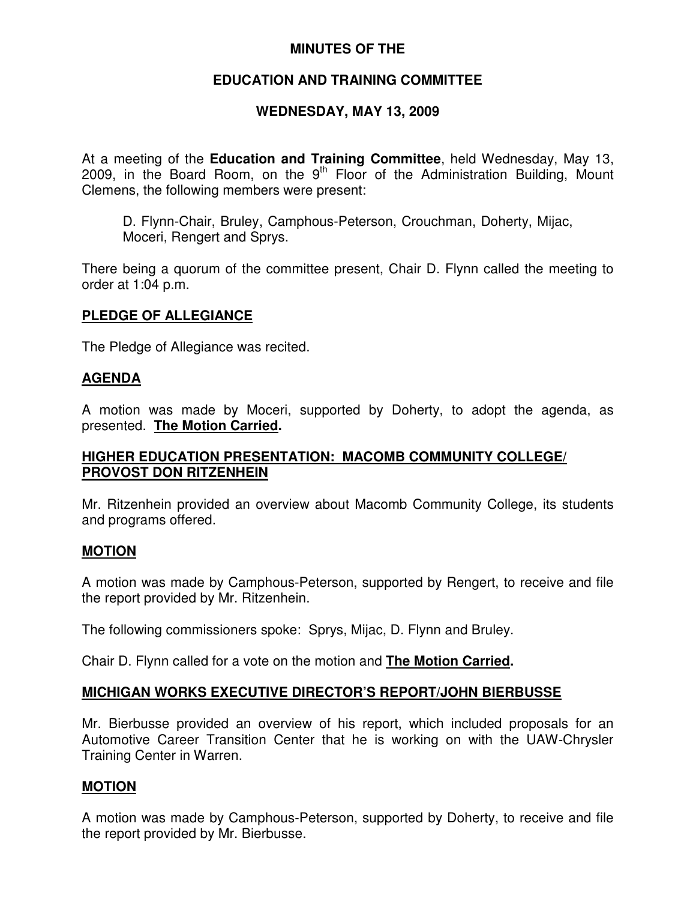# MINUTES OF THE

# EDUCATION AND TRAINING COMMITTEE

# WEDNESDAY, MAY 13, 2009

At a meeting of the **Education and Training Committee**, held Wednesday, May 13, 2009, in the Board Room, on the 9th Floor of the Administration Building, Mount Clemens, the following members were present:

> D. Flynn-Chair, Bruley, Camphous-Peterson, Crouchman, Doherty, Mijac, Moceri, Rengert and Sprys.

There being a quorum of the committee present, Chair D. Flynn called the meeting to order at 1:04 p.m.

## PLEDGE OF ALLEGIANCE

The Pledge of Allegiance was recited.

## AGENDA

A motion was made by Moceri, supported by Doherty, to adopt the agenda, as presented. **The Motion Carried.**

## HIGHER EDUCATION PRESENTATION: MACOMB COMMUNITY COLLEGE/ PROVOST DON RITZENHEIN

Mr. Ritzenhein provided an overview about Macomb Community College, its students and programs offered.

## MOTION

A motion was made by Camphous-Peterson, supported by Rengert, to receive and file the report provided by Mr. Ritzenhein.

The following commissioners spoke: Sprys, Mijac, D. Flynn and Bruley.

Chair D. Flynn called for a vote on the motion and **The Motion Carried.**

## MICHIGAN WORKS EXECUTIVE DIRECTOR'S REPORT/JOHN BIERBUSSE

Mr. Bierbusse provided an overview of his report, which included proposals for an Automotive Career Transition Center that he is working on with the UAW-Chrysler Training Center in Warren.

## MOTION

A motion was made by Camphous-Peterson, supported by Doherty, to receive and file the report provided by Mr. Bierbusse.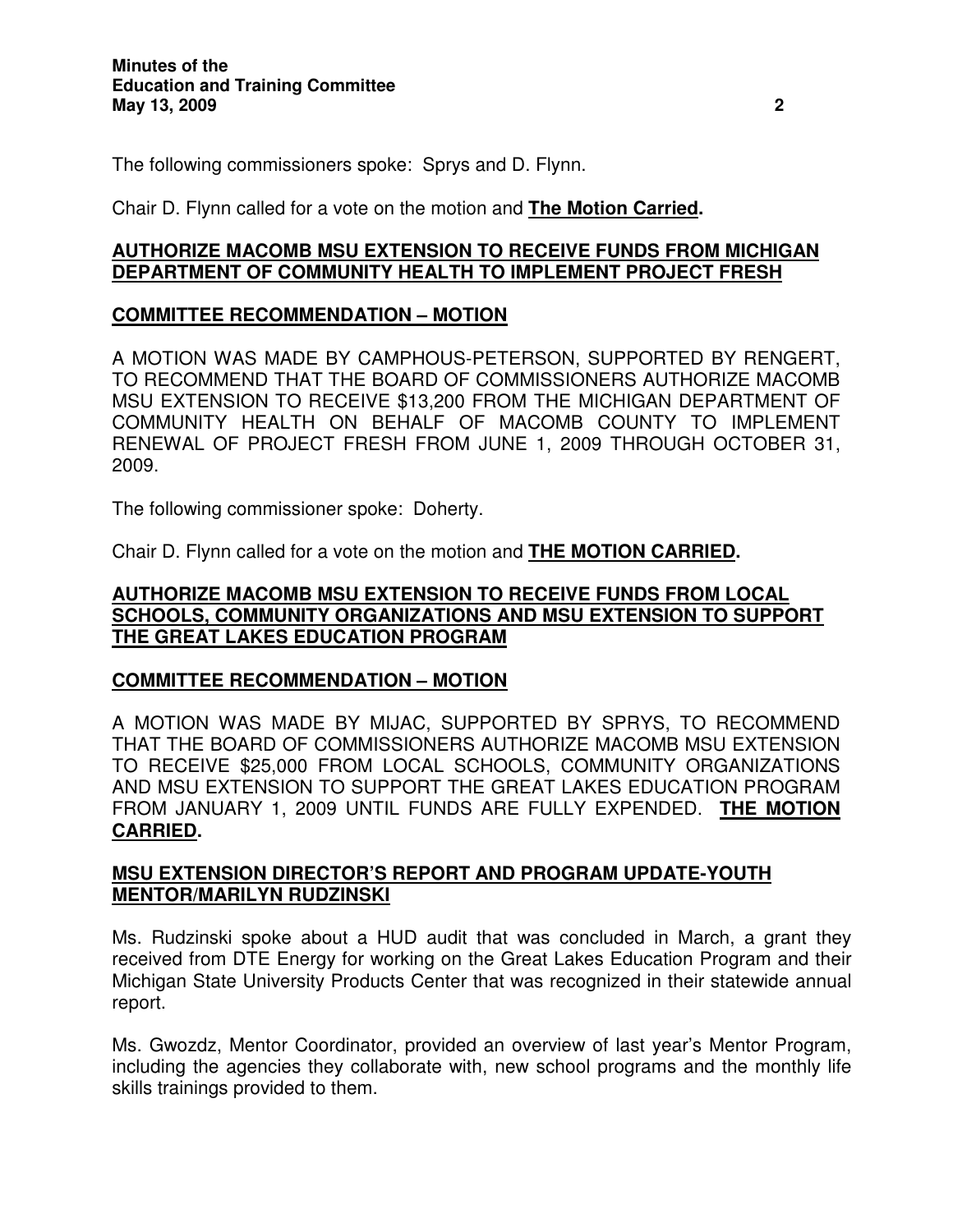The following commissioners spoke: Sprys and D. Flynn.

Chair D. Flynn called for a vote on the motion and **The Motion Carried.**

**AUTHORIZE MACOMB MSU EXTENSION TO RECEIVE FUNDS FROM MICHIGAN DEPARTMENT OF COMMUNITY HEALTH TO IMPLEMENT PROJECT FRESH**

**COMMITTEE RECOMMENDATION – MOTION**

A MOTION WAS MADE BY CAMPHOUS-PETERSON, SUPPORTED BY RENGERT, TO RECOMMEND THAT THE BOARD OF COMMISSIONERS AUTHORIZE MACOMB MSU EXTENSION TO RECEIVE $13,200 FROM THE MICHIGAN DEPARTMENT OF COMMUNITY HEALTH ON BEHALF OF MACOMB COUNTY TO IMPLEMENT RENEWAL OF PROJECT FRESH FROM JUNE 1, 2009 THROUGH OCTOBER 31, 2009.

The following commissioner spoke: Doherty.

Chair D. Flynn called for a vote on the motion and **THE MOTION CARRIED.**

**AUTHORIZE MACOMB MSU EXTENSION TO RECEIVE FUNDS FROM LOCAL SCHOOLS, COMMUNITY ORGANIZATIONS AND MSU EXTENSION TO SUPPORT THE GREAT LAKES EDUCATION PROGRAM**

**COMMITTEE RECOMMENDATION – MOTION**

A MOTION WAS MADE BY MIJAC, SUPPORTED BY SPRYS, TO RECOMMEND THAT THE BOARD OF COMMISSIONERS AUTHORIZE MACOMB MSU EXTENSION TO RECEIVE $25,000 FROM LOCAL SCHOOLS, COMMUNITY ORGANIZATIONS AND MSU EXTENSION TO SUPPORT THE GREAT LAKES EDUCATION PROGRAM FROM JANUARY 1, 2009 UNTIL FUNDS ARE FULLY EXPENDED. **THE MOTION CARRIED.**

**MSU EXTENSION DIRECTOR'S REPORT AND PROGRAM UPDATE-YOUTH MENTOR/MARILYN RUDZINSKI**

Ms. Rudzinski spoke about a HUD audit that was concluded in March, a grant they received from DTE Energy for working on the Great Lakes Education Program and their Michigan State University Products Center that was recognized in their statewide annual report.

Ms. Gwozdz, Mentor Coordinator, provided an overview of last year's Mentor Program, including the agencies they collaborate with, new school programs and the monthly life skills trainings provided to them.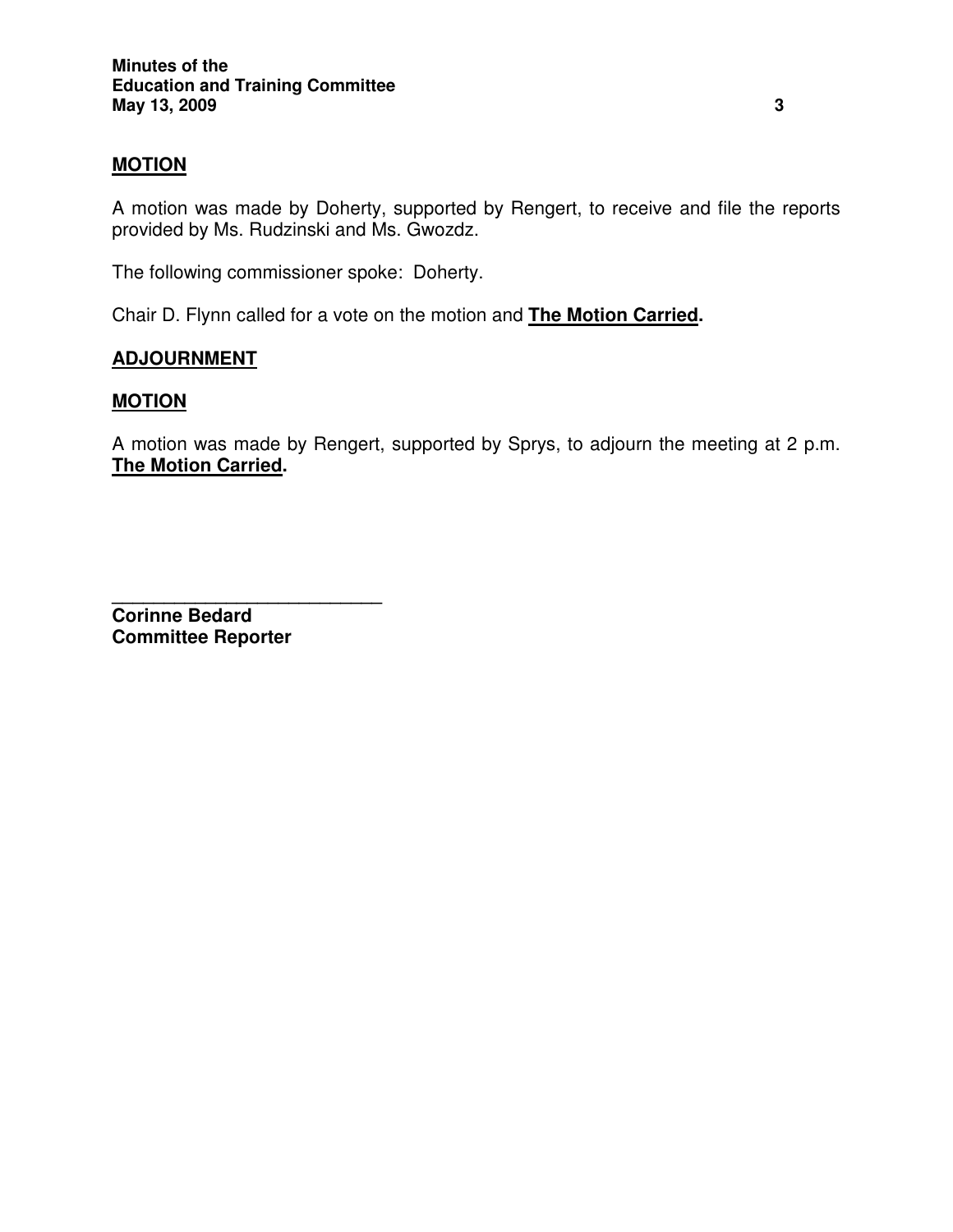**MOTION**

A motion was made by Doherty, supported by Rengert, to receive and file the reports provided by Ms. Rudzinski and Ms. Gwozdz.

The following commissioner spoke: Doherty.

Chair D. Flynn called for a vote on the motion and **The Motion Carried.**

**ADJOURNMENT**

**MOTION**

A motion was made by Rengert, supported by Sprys, to adjourn the meeting at 2 p.m. **The Motion Carried.**

___________________________

**Corinne Bedard**
**Committee Reporter**